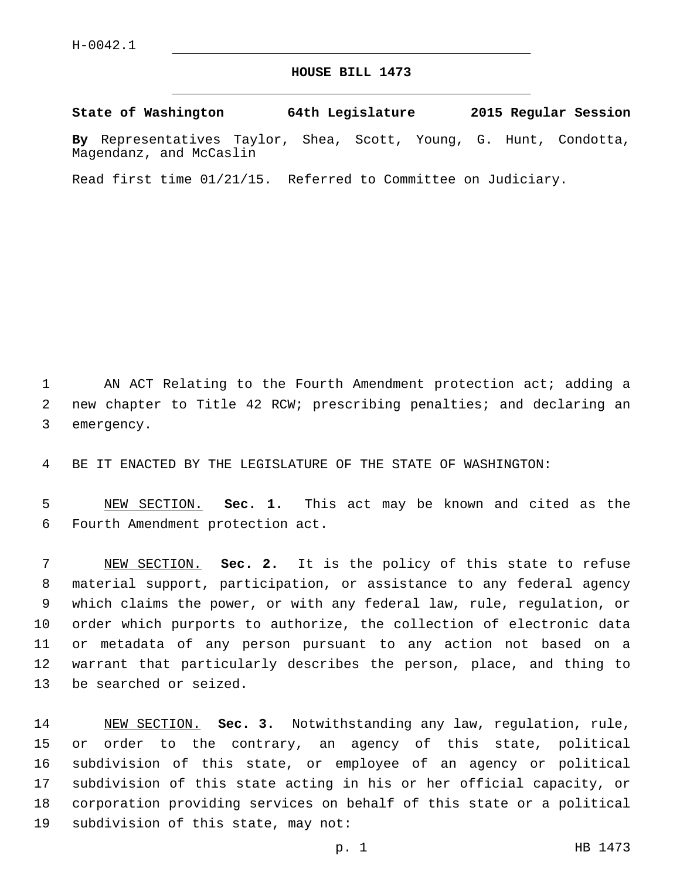H-0042.1

# HOUSE BILL 1473

**State of Washington 64th Legislature 2015 Regular Session**

**By** Representatives Taylor, Shea, Scott, Young, G. Hunt, Condotta, Magendanz, and McCaslin

Read first time 01/21/15. Referred to Committee on Judiciary.

AN ACT Relating to the Fourth Amendment protection act; adding a new chapter to Title 42 RCW; prescribing penalties; and declaring an emergency.

BE IT ENACTED BY THE LEGISLATURE OF THE STATE OF WASHINGTON:

NEW SECTION. **Sec. 1.** This act may be known and cited as the Fourth Amendment protection act.

NEW SECTION. **Sec. 2.** It is the policy of this state to refuse material support, participation, or assistance to any federal agency which claims the power, or with any federal law, rule, regulation, or order which purports to authorize, the collection of electronic data or metadata of any person pursuant to any action not based on a warrant that particularly describes the person, place, and thing to be searched or seized.

NEW SECTION. **Sec. 3.** Notwithstanding any law, regulation, rule, or order to the contrary, an agency of this state, political subdivision of this state, or employee of an agency or political subdivision of this state acting in his or her official capacity, or corporation providing services on behalf of this state or a political subdivision of this state, may not: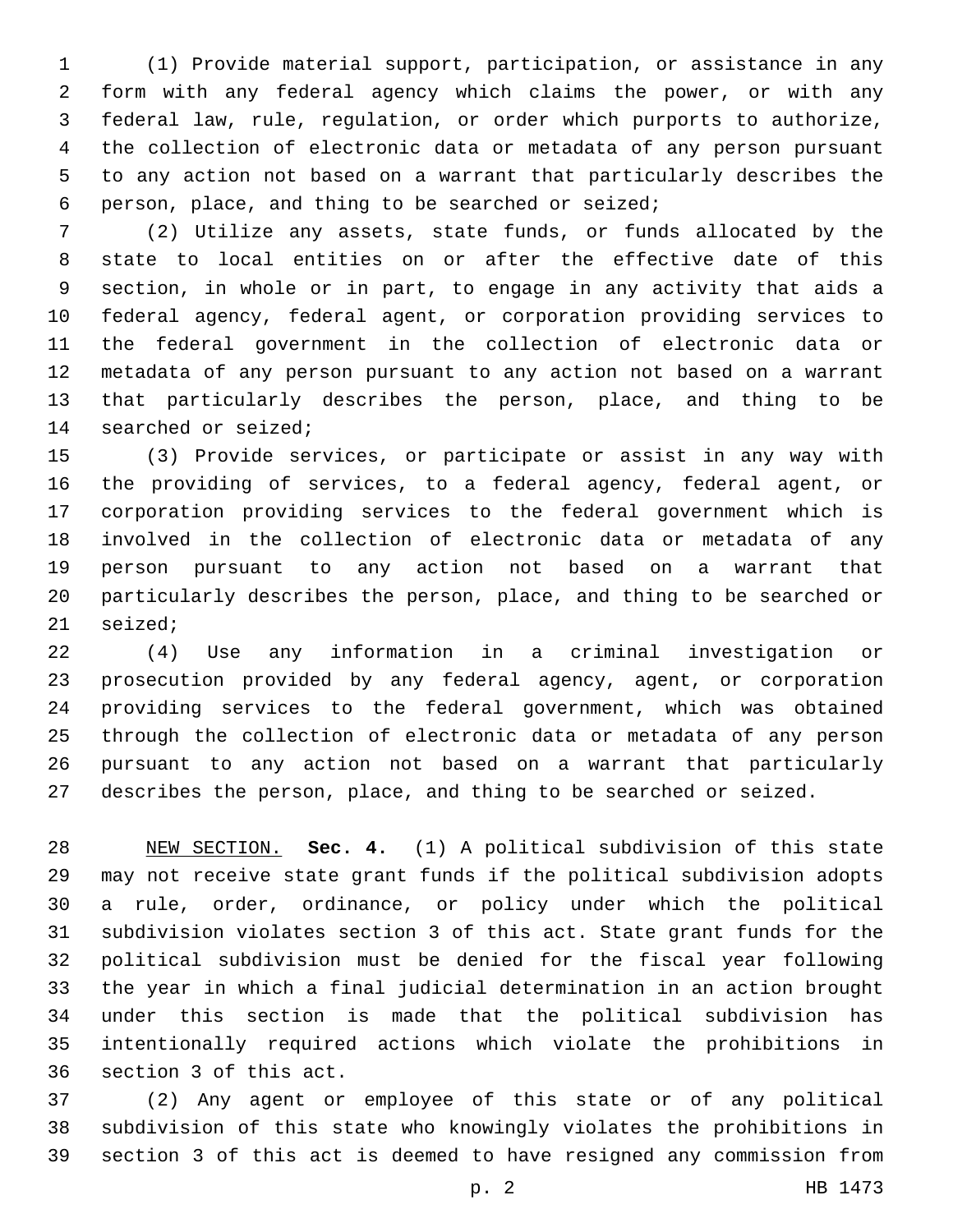(1) Provide material support, participation, or assistance in any form with any federal agency which claims the power, or with any federal law, rule, regulation, or order which purports to authorize, the collection of electronic data or metadata of any person pursuant to any action not based on a warrant that particularly describes the person, place, and thing to be searched or seized;

(2) Utilize any assets, state funds, or funds allocated by the state to local entities on or after the effective date of this section, in whole or in part, to engage in any activity that aids a federal agency, federal agent, or corporation providing services to the federal government in the collection of electronic data or metadata of any person pursuant to any action not based on a warrant that particularly describes the person, place, and thing to be searched or seized;

(3) Provide services, or participate or assist in any way with the providing of services, to a federal agency, federal agent, or corporation providing services to the federal government which is involved in the collection of electronic data or metadata of any person pursuant to any action not based on a warrant that particularly describes the person, place, and thing to be searched or seized;

(4) Use any information in a criminal investigation or prosecution provided by any federal agency, agent, or corporation providing services to the federal government, which was obtained through the collection of electronic data or metadata of any person pursuant to any action not based on a warrant that particularly describes the person, place, and thing to be searched or seized.

NEW SECTION. **Sec. 4.** (1) A political subdivision of this state may not receive state grant funds if the political subdivision adopts a rule, order, ordinance, or policy under which the political subdivision violates section 3 of this act. State grant funds for the political subdivision must be denied for the fiscal year following the year in which a final judicial determination in an action brought under this section is made that the political subdivision has intentionally required actions which violate the prohibitions in section 3 of this act.

(2) Any agent or employee of this state or of any political subdivision of this state who knowingly violates the prohibitions in section 3 of this act is deemed to have resigned any commission from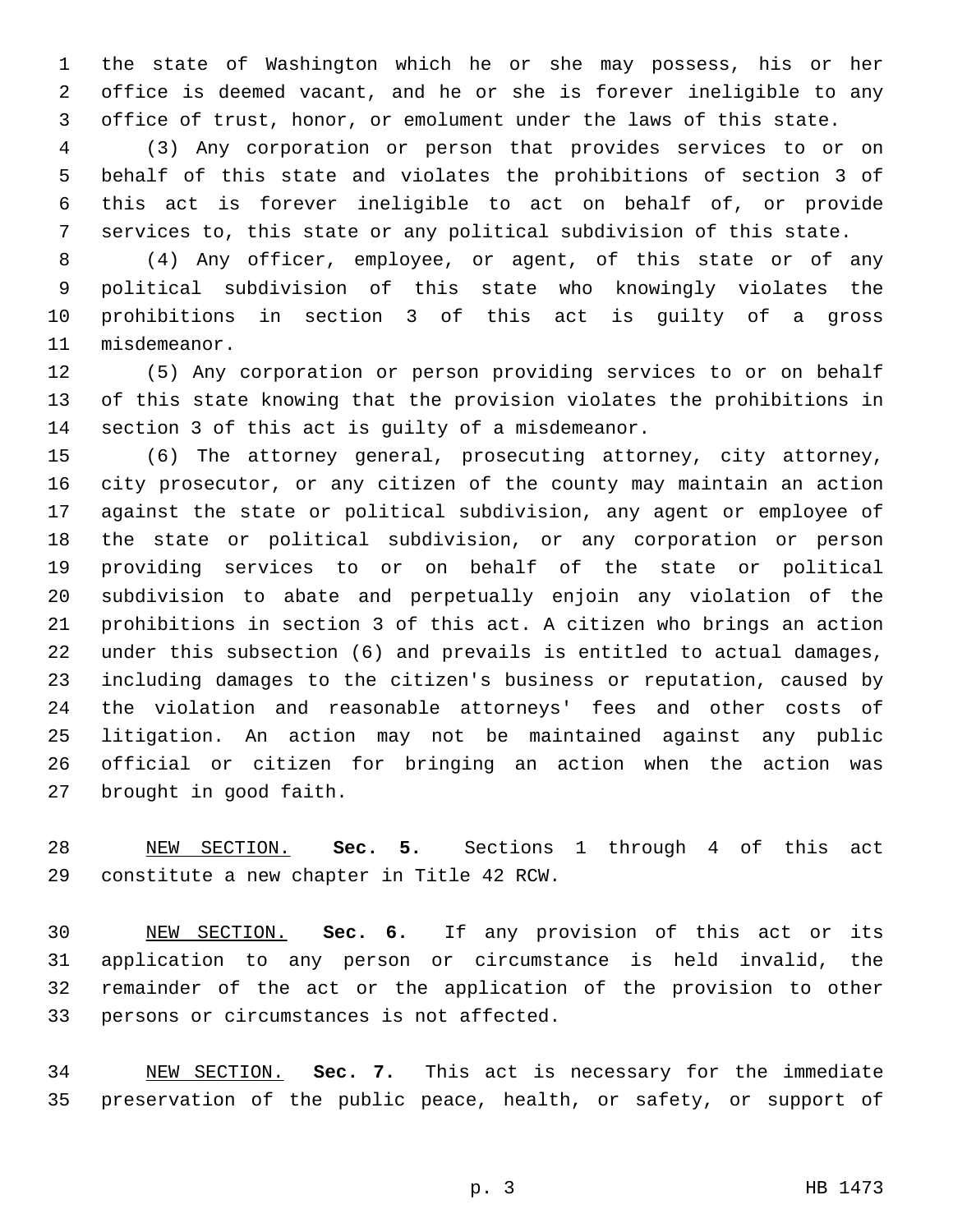the state of Washington which he or she may possess, his or her office is deemed vacant, and he or she is forever ineligible to any office of trust, honor, or emolument under the laws of this state.

(3) Any corporation or person that provides services to or on behalf of this state and violates the prohibitions of section 3 of this act is forever ineligible to act on behalf of, or provide services to, this state or any political subdivision of this state.

(4) Any officer, employee, or agent, of this state or of any political subdivision of this state who knowingly violates the prohibitions in section 3 of this act is guilty of a gross misdemeanor.

(5) Any corporation or person providing services to or on behalf of this state knowing that the provision violates the prohibitions in section 3 of this act is guilty of a misdemeanor.

(6) The attorney general, prosecuting attorney, city attorney, city prosecutor, or any citizen of the county may maintain an action against the state or political subdivision, any agent or employee of the state or political subdivision, or any corporation or person providing services to or on behalf of the state or political subdivision to abate and perpetually enjoin any violation of the prohibitions in section 3 of this act. A citizen who brings an action under this subsection (6) and prevails is entitled to actual damages, including damages to the citizen's business or reputation, caused by the violation and reasonable attorneys' fees and other costs of litigation. An action may not be maintained against any public official or citizen for bringing an action when the action was brought in good faith.

NEW SECTION. **Sec. 5.** Sections 1 through 4 of this act constitute a new chapter in Title 42 RCW.

NEW SECTION. **Sec. 6.** If any provision of this act or its application to any person or circumstance is held invalid, the remainder of the act or the application of the provision to other persons or circumstances is not affected.

NEW SECTION. **Sec. 7.** This act is necessary for the immediate preservation of the public peace, health, or safety, or support of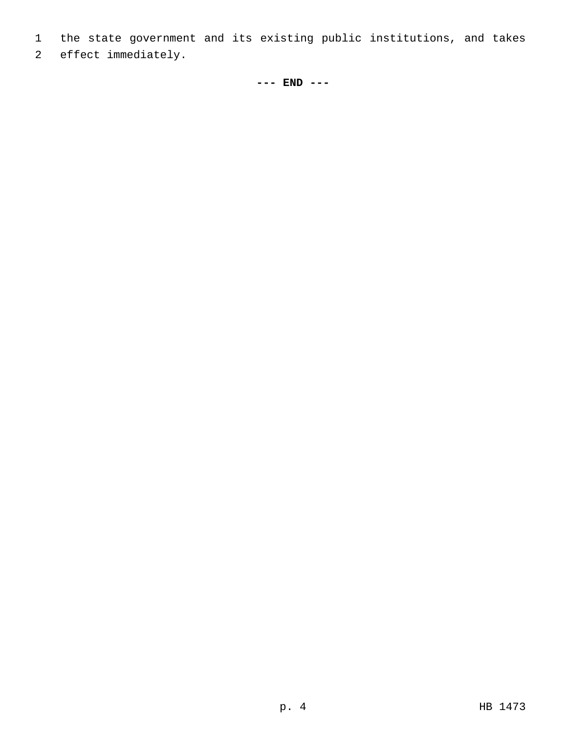the state government and its existing public institutions, and takes effect immediately.

**--- END ---**